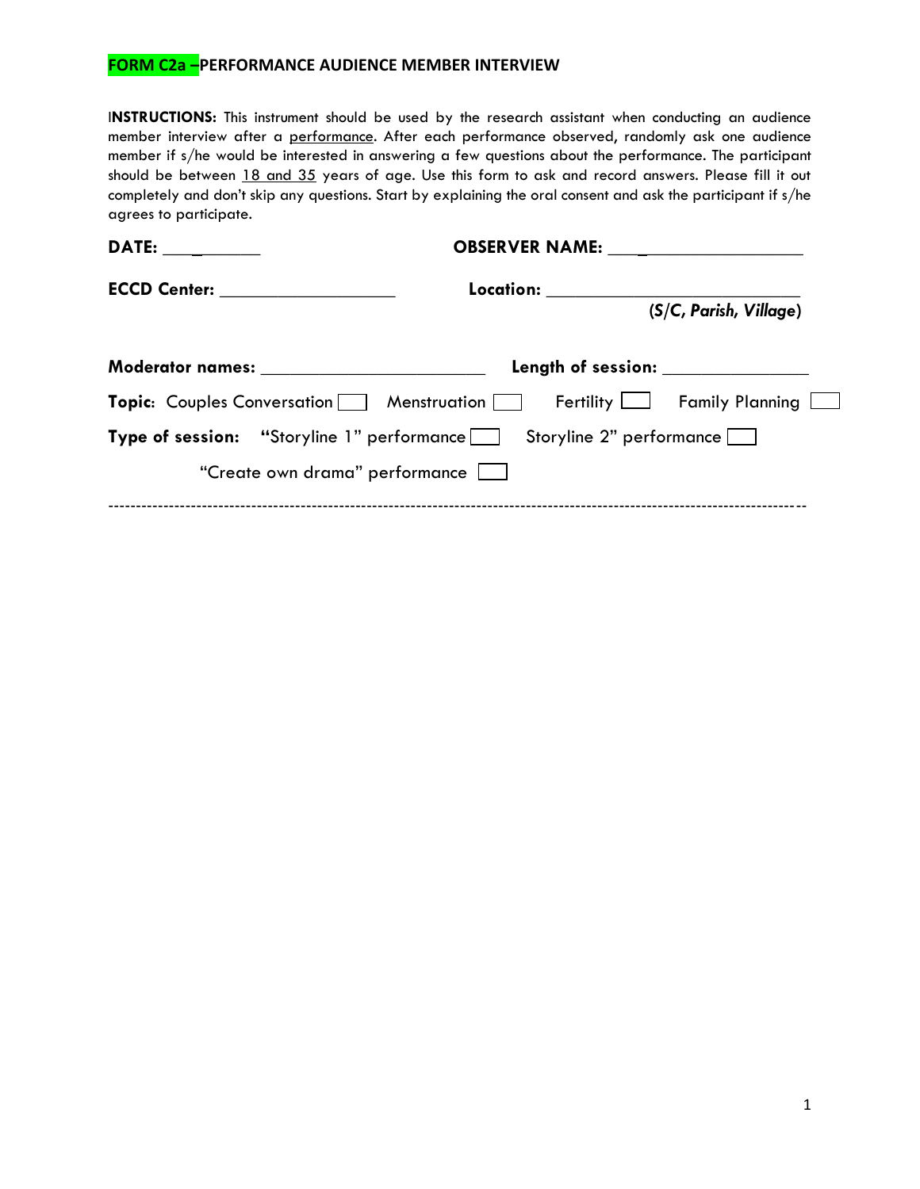## FORM C2a –PERFORMANCE AUDIENCE MEMBER INTERVIEW

**INSTRUCTIONS:** This instrument should be used by the research assistant when conducting an audience member interview after a performance. After each performance observed, randomly ask one audience member if s/he would be interested in answering a few questions about the performance. The participant should be between 18 and 35 years of age. Use this form to ask and record answers. Please fill it out completely and don't skip any questions. Start by explaining the oral consent and ask the participant if s/he agrees to participate.

**DATE:** ___________ **OBSERVER NAME:** ____________________

**ECCD Center:** ____________________ **Location:** _____________________________
*(S/C, Parish, Village)*

**Moderator names:** _________________________ **Length of session:** ________________

**Topic:** Couples Conversation ☐ Menstruation ☐ Fertility ☐ Family Planning ☐

**Type of session:** **"**Storyline 1" performance ☐ Storyline 2" performance ☐

"Create own drama" performance ☐

---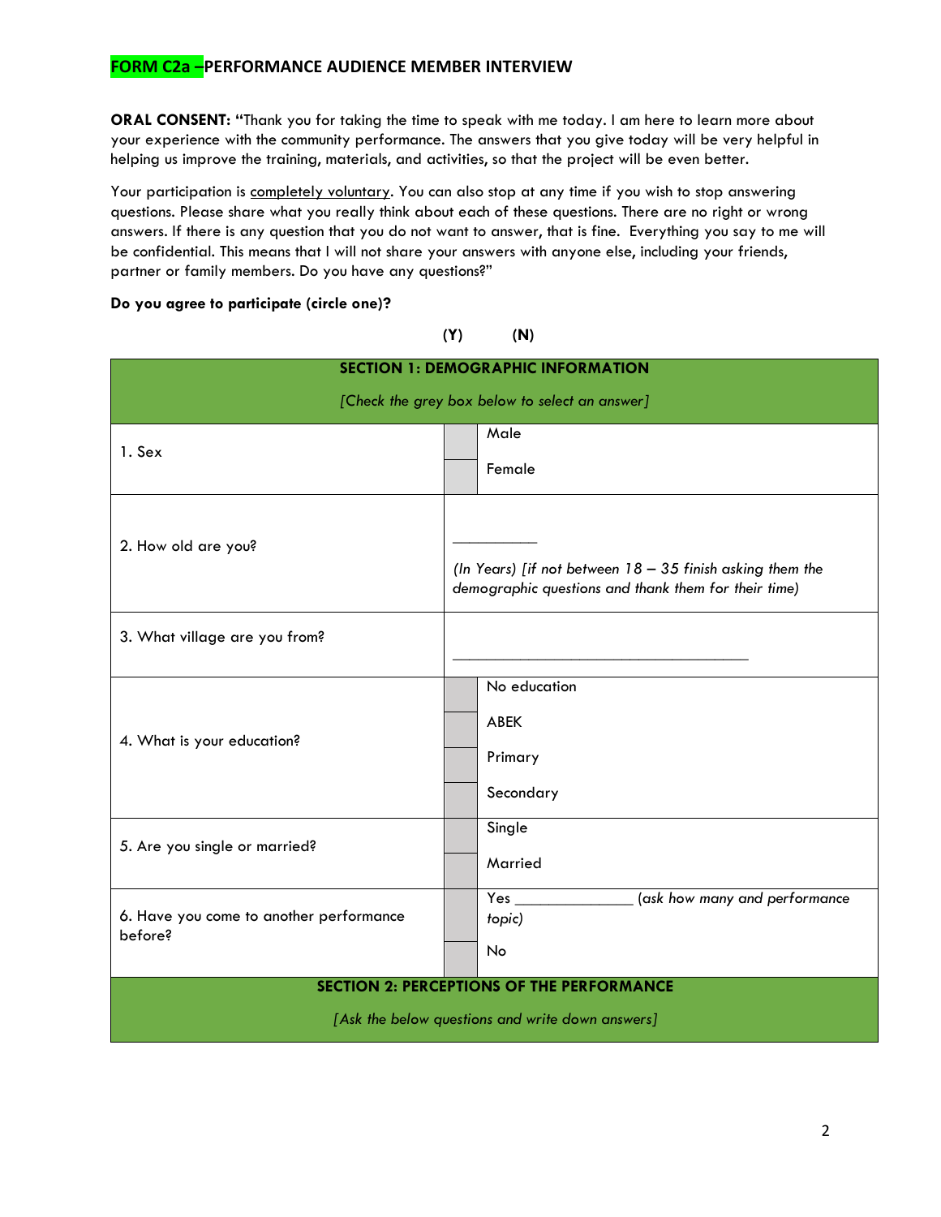## FORM C2a –PERFORMANCE AUDIENCE MEMBER INTERVIEW

**ORAL CONSENT:** **"**Thank you for taking the time to speak with me today. I am here to learn more about your experience with the community performance. The answers that you give today will be very helpful in helping us improve the training, materials, and activities, so that the project will be even better.

Your participation is completely voluntary. You can also stop at any time if you wish to stop answering questions. Please share what you really think about each of these questions. There are no right or wrong answers. If there is any question that you do not want to answer, that is fine. Everything you say to me will be confidential. This means that I will not share your answers with anyone else, including your friends, partner or family members. Do you have any questions?"

**Do you agree to participate (circle one)?**

**(Y)** **(N)**

| **SECTION 1: DEMOGRAPHIC INFORMATION** *[Check the grey box below to select an answer]* | | |
|---|---|---|
| 1. Sex | | Male |
| | | Female |
| 2. How old are you? | ___________ *(In Years) [if not between 18 – 35 finish asking them the demographic questions and thank them for their time)* | |
| 3. What village are you from? | _______________________________________ | |
| 4. What is your education? | | No education |
| | | ABEK |
| | | Primary |
| | | Secondary |
| 5. Are you single or married? | | Single |
| | | Married |
| 6. Have you come to another performance before? | | Yes _______________ *(ask how many and performance topic)* |
| | | No |
| **SECTION 2: PERCEPTIONS OF THE PERFORMANCE** *[Ask the below questions and write down answers]* | | |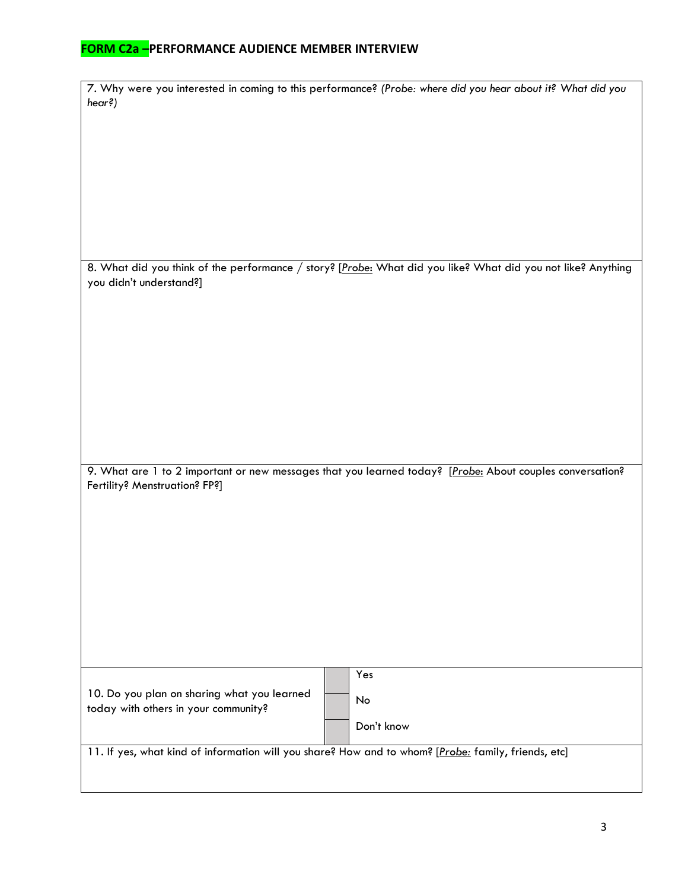## FORM C2a –PERFORMANCE AUDIENCE MEMBER INTERVIEW

7. Why were you interested in coming to this performance? *(Probe: where did you hear about it? What did you hear?)*

8. What did you think of the performance / story? [*Probe*: What did you like? What did you not like? Anything you didn't understand?]

9. What are 1 to 2 important or new messages that you learned today? [*Probe*: About couples conversation? Fertility? Menstruation? FP?]

| 10. Do you plan on sharing what you learned today with others in your community? | | |
|---|---|---|
| | | Yes |
| | | No |
| | | Don't know |

11. If yes, what kind of information will you share? How and to whom? [*Probe:* family, friends, etc]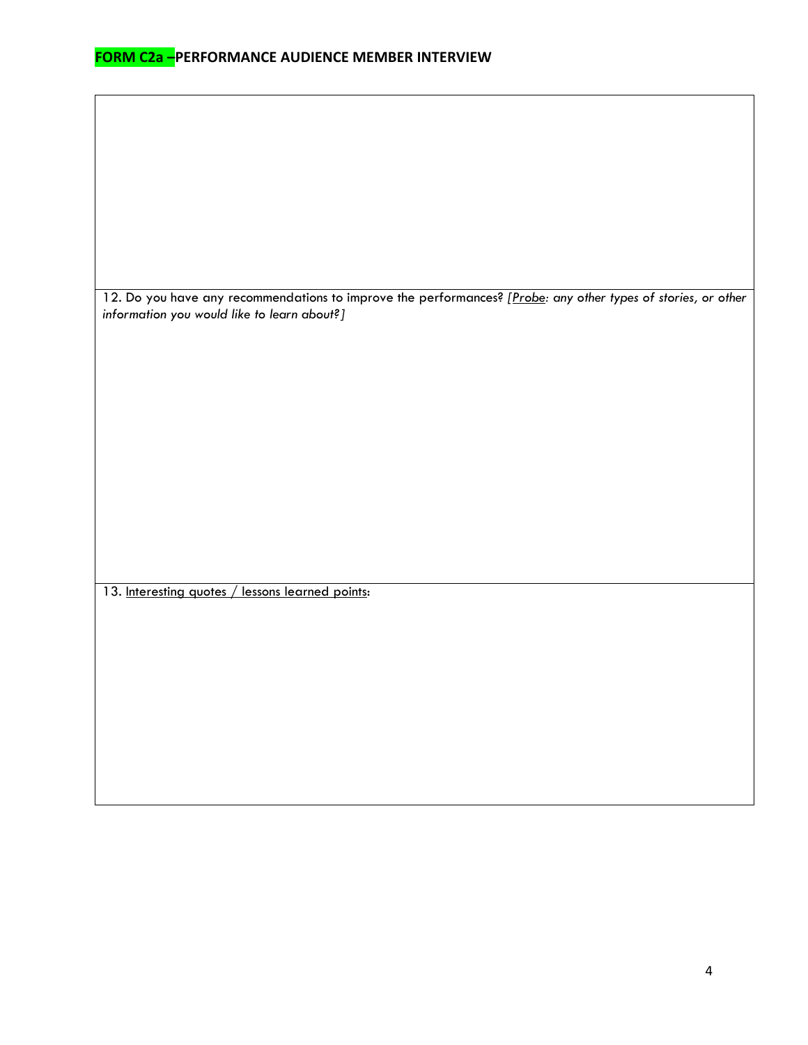## FORM C2a –PERFORMANCE AUDIENCE MEMBER INTERVIEW

12. Do you have any recommendations to improve the performances? *[Probe: any other types of stories, or other information you would like to learn about?]*

13. Interesting quotes / lessons learned points: